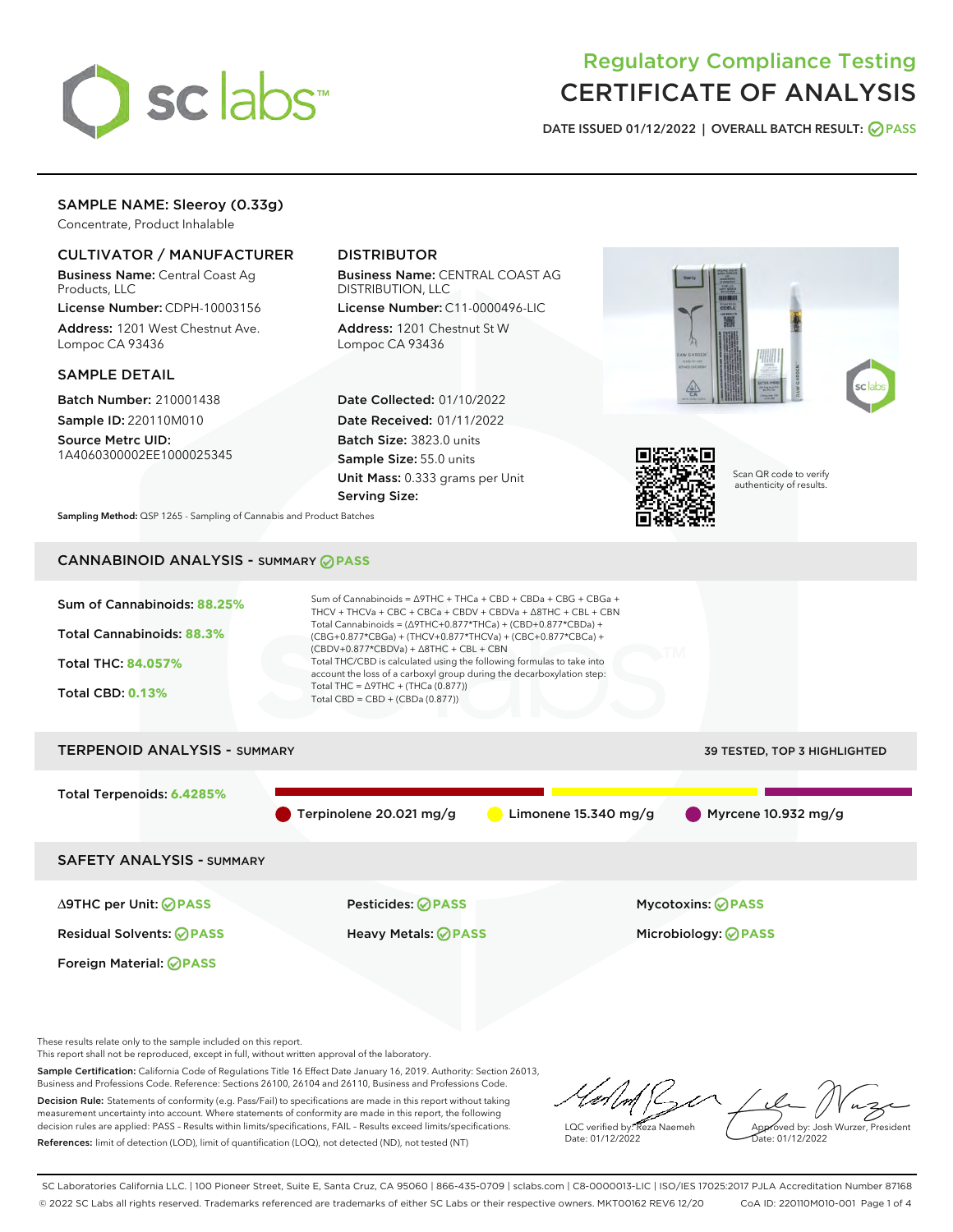# Regulatory Compliance Testing
# CERTIFICATE OF ANALYSIS

DATE ISSUED 01/12/2022 | OVERALL BATCH RESULT: PASS

## SAMPLE NAME: Sleeroy (0.33g)

Concentrate, Product Inhalable

### CULTIVATOR / MANUFACTURER

Business Name: Central Coast Ag Products, LLC

License Number: CDPH-10003156

Address: 1201 West Chestnut Ave. Lompoc CA 93436

### DISTRIBUTOR

Business Name: CENTRAL COAST AG DISTRIBUTION, LLC

License Number: C11-0000496-LIC

Address: 1201 Chestnut St W Lompoc CA 93436

### SAMPLE DETAIL

Batch Number: 210001438

Sample ID: 220110M010

Source Metrc UID: 1A4060300002EE1000025345

Date Collected: 01/10/2022

Date Received: 01/11/2022

Batch Size: 3823.0 units

Sample Size: 55.0 units

Unit Mass: 0.333 grams per Unit

Serving Size:

Scan QR code to verify authenticity of results.

Sampling Method: QSP 1265 - Sampling of Cannabis and Product Batches

## CANNABINOID ANALYSIS - SUMMARY PASS

Sum of Cannabinoids: **88.25%**

Total Cannabinoids: **88.3%**

Total THC: **84.057%**

Total CBD: **0.13%**

Sum of Cannabinoids = Δ9THC + THCa + CBD + CBDa + CBG + CBGa + THCV + THCVa + CBC + CBCa + CBDV + CBDVa + Δ8THC + CBL + CBN

Total Cannabinoids = (Δ9THC+0.877*THCa) + (CBD+0.877*CBDa) + (CBG+0.877*CBGa) + (THCV+0.877*THCVa) + (CBC+0.877*CBCa) + (CBDV+0.877*CBDVa) + Δ8THC + CBL + CBN

Total THC/CBD is calculated using the following formulas to take into account the loss of a carboxyl group during the decarboxylation step:

Total THC = Δ9THC + (THCa (0.877))

Total CBD = CBD + (CBDa (0.877))

## TERPENOID ANALYSIS - SUMMARY

39 TESTED, TOP 3 HIGHLIGHTED

Total Terpenoids: **6.4285%**

Terpinolene 20.021 mg/g | Limonene 15.340 mg/g | Myrcene 10.932 mg/g

## SAFETY ANALYSIS - SUMMARY

| | | |
|---|---|---|
| Δ9THC per Unit: PASS | Pesticides: PASS | Mycotoxins: PASS |
| Residual Solvents: PASS | Heavy Metals: PASS | Microbiology: PASS |
| Foreign Material: PASS | | |

These results relate only to the sample included on this report.
This report shall not be reproduced, except in full, without written approval of the laboratory.

Sample Certification: California Code of Regulations Title 16 Effect Date January 16, 2019. Authority: Section 26013, Business and Professions Code. Reference: Sections 26100, 26104 and 26110, Business and Professions Code.

Decision Rule: Statements of conformity (e.g. Pass/Fail) to specifications are made in this report without taking measurement uncertainty into account. Where statements of conformity are made in this report, the following decision rules are applied: PASS – Results within limits/specifications, FAIL – Results exceed limits/specifications.

References: limit of detection (LOD), limit of quantification (LOQ), not detected (ND), not tested (NT)

LQC verified by: Reza Naemeh
Date: 01/12/2022

Approved by: Josh Wurzer, President
Date: 01/12/2022

SC Laboratories California LLC. | 100 Pioneer Street, Suite E, Santa Cruz, CA 95060 | 866-435-0709 | sclabs.com | C8-0000013-LIC | ISO/IES 17025:2017 PJLA Accreditation Number 87168
© 2022 SC Labs all rights reserved. Trademarks referenced are trademarks of either SC Labs or their respective owners. MKT00162 REV6 12/20 CoA ID: 220110M010-001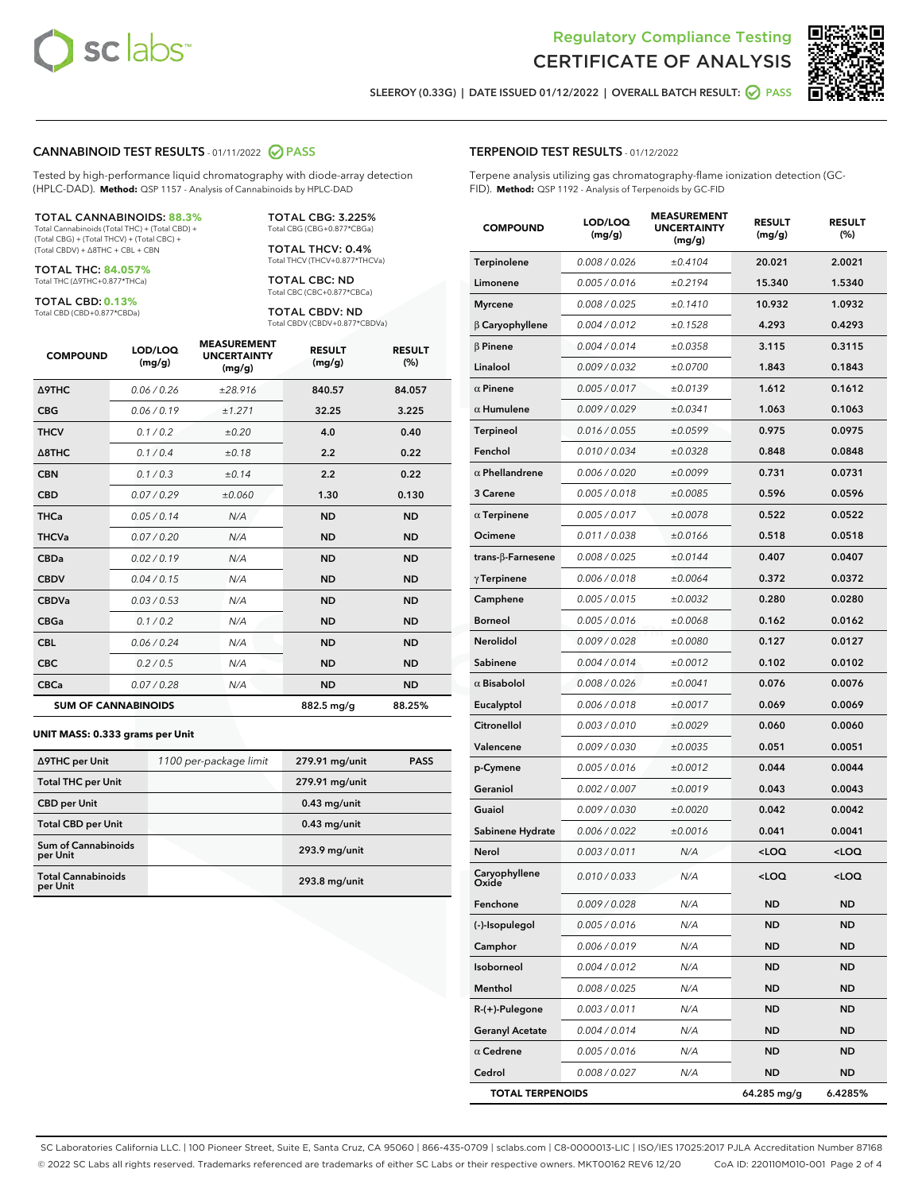# Regulatory Compliance Testing
# CERTIFICATE OF ANALYSIS

SLEEROY (0.33G) | DATE ISSUED 01/12/2022 | OVERALL BATCH RESULT: PASS

## CANNABINOID TEST RESULTS - 01/11/2022 PASS

Tested by high-performance liquid chromatography with diode-array detection (HPLC-DAD). **Method:** QSP 1157 - Analysis of Cannabinoids by HPLC-DAD

**TOTAL CANNABINOIDS: 88.3%**
Total Cannabinoids (Total THC) + (Total CBD) + (Total CBG) + (Total THCV) + (Total CBC) + (Total CBDV) + Δ8THC + CBL + CBN

**TOTAL THC: 84.057%**
Total THC (Δ9THC+0.877*THCa)

**TOTAL CBD: 0.13%**
Total CBD (CBD+0.877*CBDa)

**TOTAL CBG: 3.225%**
Total CBG (CBG+0.877*CBGa)

**TOTAL THCV: 0.4%**
Total THCV (THCV+0.877*THCVa)

**TOTAL CBC: ND**
Total CBC (CBC+0.877*CBCa)

**TOTAL CBDV: ND**
Total CBDV (CBDV+0.877*CBDVa)

| COMPOUND | LOD/LOQ (mg/g) | MEASUREMENT UNCERTAINTY (mg/g) | RESULT (mg/g) | RESULT (%) |
|---|---|---|---|---|
| Δ9THC | 0.06 / 0.26 | ±28.916 | 840.57 | 84.057 |
| CBG | 0.06 / 0.19 | ±1.271 | 32.25 | 3.225 |
| THCV | 0.1 / 0.2 | ±0.20 | 4.0 | 0.40 |
| Δ8THC | 0.1 / 0.4 | ±0.18 | 2.2 | 0.22 |
| CBN | 0.1 / 0.3 | ±0.14 | 2.2 | 0.22 |
| CBD | 0.07 / 0.29 | ±0.060 | 1.30 | 0.130 |
| THCa | 0.05 / 0.14 | N/A | ND | ND |
| THCVa | 0.07 / 0.20 | N/A | ND | ND |
| CBDa | 0.02 / 0.19 | N/A | ND | ND |
| CBDV | 0.04 / 0.15 | N/A | ND | ND |
| CBDVa | 0.03 / 0.53 | N/A | ND | ND |
| CBGa | 0.1 / 0.2 | N/A | ND | ND |
| CBL | 0.06 / 0.24 | N/A | ND | ND |
| CBC | 0.2 / 0.5 | N/A | ND | ND |
| CBCa | 0.07 / 0.28 | N/A | ND | ND |
| **SUM OF CANNABINOIDS** | | | 882.5 mg/g | 88.25% |

### UNIT MASS: 0.333 grams per Unit

| | | | |
|---|---|---|---|
| Δ9THC per Unit | 1100 per-package limit | 279.91 mg/unit | PASS |
| Total THC per Unit | | 279.91 mg/unit | |
| CBD per Unit | | 0.43 mg/unit | |
| Total CBD per Unit | | 0.43 mg/unit | |
| Sum of Cannabinoids per Unit | | 293.9 mg/unit | |
| Total Cannabinoids per Unit | | 293.8 mg/unit | |

## TERPENOID TEST RESULTS - 01/12/2022

Terpene analysis utilizing gas chromatography-flame ionization detection (GC-FID). **Method:** QSP 1192 - Analysis of Terpenoids by GC-FID

| COMPOUND | LOD/LOQ (mg/g) | MEASUREMENT UNCERTAINTY (mg/g) | RESULT (mg/g) | RESULT (%) |
|---|---|---|---|---|
| Terpinolene | 0.008 / 0.026 | ±0.4104 | 20.021 | 2.0021 |
| Limonene | 0.005 / 0.016 | ±0.2194 | 15.340 | 1.5340 |
| Myrcene | 0.008 / 0.025 | ±0.1410 | 10.932 | 1.0932 |
| β Caryophyllene | 0.004 / 0.012 | ±0.1528 | 4.293 | 0.4293 |
| β Pinene | 0.004 / 0.014 | ±0.0358 | 3.115 | 0.3115 |
| Linalool | 0.009 / 0.032 | ±0.0700 | 1.843 | 0.1843 |
| α Pinene | 0.005 / 0.017 | ±0.0139 | 1.612 | 0.1612 |
| α Humulene | 0.009 / 0.029 | ±0.0341 | 1.063 | 0.1063 |
| Terpineol | 0.016 / 0.055 | ±0.0599 | 0.975 | 0.0975 |
| Fenchol | 0.010 / 0.034 | ±0.0328 | 0.848 | 0.0848 |
| α Phellandrene | 0.006 / 0.020 | ±0.0099 | 0.731 | 0.0731 |
| 3 Carene | 0.005 / 0.018 | ±0.0085 | 0.596 | 0.0596 |
| α Terpinene | 0.005 / 0.017 | ±0.0078 | 0.522 | 0.0522 |
| Ocimene | 0.011 / 0.038 | ±0.0166 | 0.518 | 0.0518 |
| trans-β-Farnesene | 0.008 / 0.025 | ±0.0144 | 0.407 | 0.0407 |
| γ Terpinene | 0.006 / 0.018 | ±0.0064 | 0.372 | 0.0372 |
| Camphene | 0.005 / 0.015 | ±0.0032 | 0.280 | 0.0280 |
| Borneol | 0.005 / 0.016 | ±0.0068 | 0.162 | 0.0162 |
| Nerolidol | 0.009 / 0.028 | ±0.0080 | 0.127 | 0.0127 |
| Sabinene | 0.004 / 0.014 | ±0.0012 | 0.102 | 0.0102 |
| α Bisabolol | 0.008 / 0.026 | ±0.0041 | 0.076 | 0.0076 |
| Eucalyptol | 0.006 / 0.018 | ±0.0017 | 0.069 | 0.0069 |
| Citronellol | 0.003 / 0.010 | ±0.0029 | 0.060 | 0.0060 |
| Valencene | 0.009 / 0.030 | ±0.0035 | 0.051 | 0.0051 |
| p-Cymene | 0.005 / 0.016 | ±0.0012 | 0.044 | 0.0044 |
| Geraniol | 0.002 / 0.007 | ±0.0019 | 0.043 | 0.0043 |
| Guaiol | 0.009 / 0.030 | ±0.0020 | 0.042 | 0.0042 |
| Sabinene Hydrate | 0.006 / 0.022 | ±0.0016 | 0.041 | 0.0041 |
| Nerol | 0.003 / 0.011 | N/A | <LOQ | <LOQ |
| Caryophyllene Oxide | 0.010 / 0.033 | N/A | <LOQ | <LOQ |
| Fenchone | 0.009 / 0.028 | N/A | ND | ND |
| (-)-Isopulegol | 0.005 / 0.016 | N/A | ND | ND |
| Camphor | 0.006 / 0.019 | N/A | ND | ND |
| Isoborneol | 0.004 / 0.012 | N/A | ND | ND |
| Menthol | 0.008 / 0.025 | N/A | ND | ND |
| R-(+)-Pulegone | 0.003 / 0.011 | N/A | ND | ND |
| Geranyl Acetate | 0.004 / 0.014 | N/A | ND | ND |
| α Cedrene | 0.005 / 0.016 | N/A | ND | ND |
| Cedrol | 0.008 / 0.027 | N/A | ND | ND |
| **TOTAL TERPENOIDS** | | | 64.285 mg/g | 6.4285% |

SC Laboratories California LLC. | 100 Pioneer Street, Suite E, Santa Cruz, CA 95060 | 866-435-0709 | sclabs.com | C8-0000013-LIC | ISO/IES 17025:2017 PJLA Accreditation Number 87168
© 2022 SC Labs all rights reserved. Trademarks referenced are trademarks of either SC Labs or their respective owners. MKT00162 REV6 12/20 CoA ID: 220110M010-001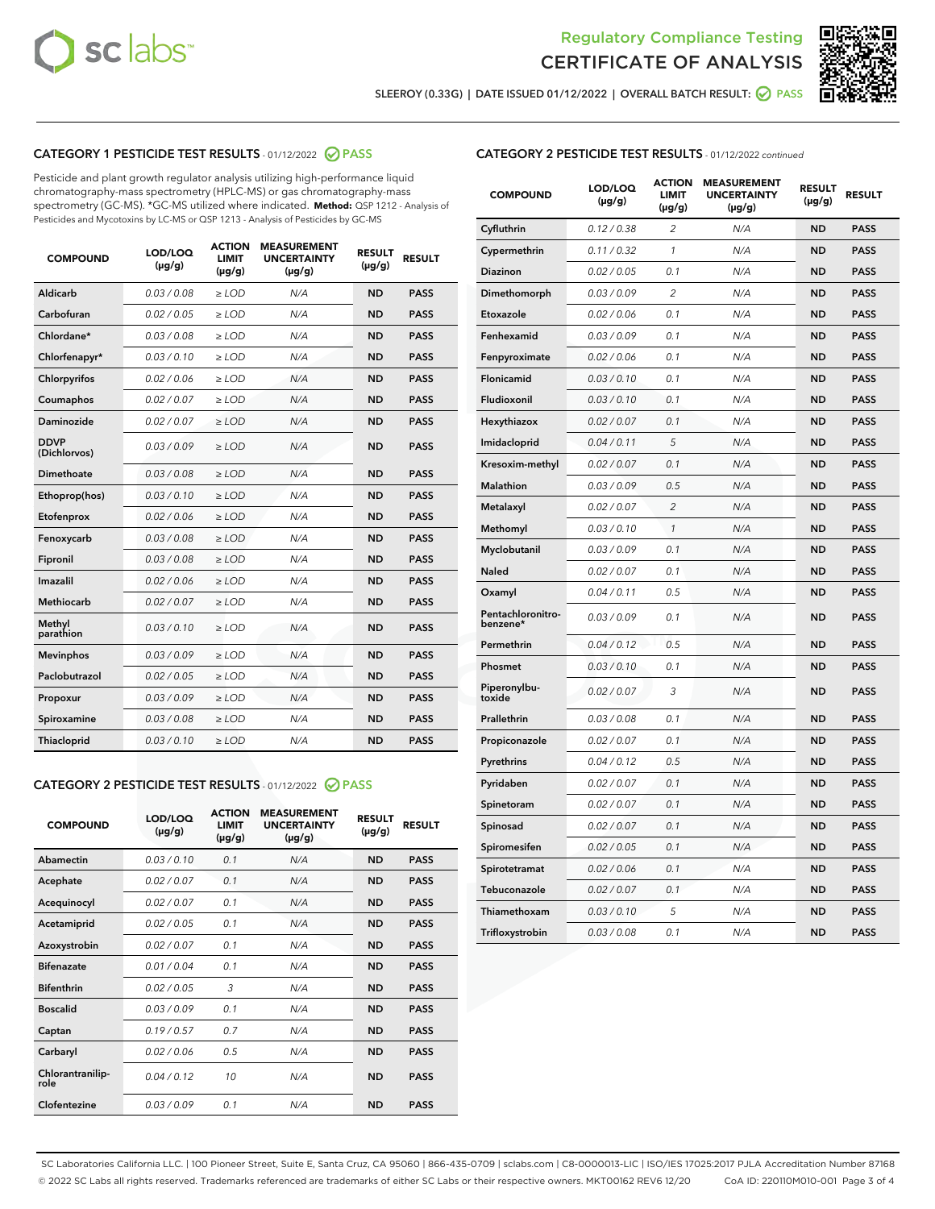Regulatory Compliance Testing

# CERTIFICATE OF ANALYSIS

SLEEROY (0.33G) | DATE ISSUED 01/12/2022 | OVERALL BATCH RESULT: PASS

## CATEGORY 1 PESTICIDE TEST RESULTS - 01/12/2022 PASS

Pesticide and plant growth regulator analysis utilizing high-performance liquid chromatography-mass spectrometry (HPLC-MS) or gas chromatography-mass spectrometry (GC-MS). *GC-MS utilized where indicated. **Method:** QSP 1212 - Analysis of Pesticides and Mycotoxins by LC-MS or QSP 1213 - Analysis of Pesticides by GC-MS

| COMPOUND | LOD/LOQ (µg/g) | ACTION LIMIT (µg/g) | MEASUREMENT UNCERTAINTY (µg/g) | RESULT (µg/g) | RESULT |
|---|---|---|---|---|---|
| Aldicarb | 0.03 / 0.08 | ≥ LOD | N/A | ND | PASS |
| Carbofuran | 0.02 / 0.05 | ≥ LOD | N/A | ND | PASS |
| Chlordane* | 0.03 / 0.08 | ≥ LOD | N/A | ND | PASS |
| Chlorfenapyr* | 0.03 / 0.10 | ≥ LOD | N/A | ND | PASS |
| Chlorpyrifos | 0.02 / 0.06 | ≥ LOD | N/A | ND | PASS |
| Coumaphos | 0.02 / 0.07 | ≥ LOD | N/A | ND | PASS |
| Daminozide | 0.02 / 0.07 | ≥ LOD | N/A | ND | PASS |
| DDVP (Dichlorvos) | 0.03 / 0.09 | ≥ LOD | N/A | ND | PASS |
| Dimethoate | 0.03 / 0.08 | ≥ LOD | N/A | ND | PASS |
| Ethoprop(hos) | 0.03 / 0.10 | ≥ LOD | N/A | ND | PASS |
| Etofenprox | 0.02 / 0.06 | ≥ LOD | N/A | ND | PASS |
| Fenoxycarb | 0.03 / 0.08 | ≥ LOD | N/A | ND | PASS |
| Fipronil | 0.03 / 0.08 | ≥ LOD | N/A | ND | PASS |
| Imazalil | 0.02 / 0.06 | ≥ LOD | N/A | ND | PASS |
| Methiocarb | 0.02 / 0.07 | ≥ LOD | N/A | ND | PASS |
| Methyl parathion | 0.03 / 0.10 | ≥ LOD | N/A | ND | PASS |
| Mevinphos | 0.03 / 0.09 | ≥ LOD | N/A | ND | PASS |
| Paclobutrazol | 0.02 / 0.05 | ≥ LOD | N/A | ND | PASS |
| Propoxur | 0.03 / 0.09 | ≥ LOD | N/A | ND | PASS |
| Spiroxamine | 0.03 / 0.08 | ≥ LOD | N/A | ND | PASS |
| Thiacloprid | 0.03 / 0.10 | ≥ LOD | N/A | ND | PASS |

## CATEGORY 2 PESTICIDE TEST RESULTS - 01/12/2022 PASS

| COMPOUND | LOD/LOQ (µg/g) | ACTION LIMIT (µg/g) | MEASUREMENT UNCERTAINTY (µg/g) | RESULT (µg/g) | RESULT |
|---|---|---|---|---|---|
| Abamectin | 0.03 / 0.10 | 0.1 | N/A | ND | PASS |
| Acephate | 0.02 / 0.07 | 0.1 | N/A | ND | PASS |
| Acequinocyl | 0.02 / 0.07 | 0.1 | N/A | ND | PASS |
| Acetamiprid | 0.02 / 0.05 | 0.1 | N/A | ND | PASS |
| Azoxystrobin | 0.02 / 0.07 | 0.1 | N/A | ND | PASS |
| Bifenazate | 0.01 / 0.04 | 0.1 | N/A | ND | PASS |
| Bifenthrin | 0.02 / 0.05 | 3 | N/A | ND | PASS |
| Boscalid | 0.03 / 0.09 | 0.1 | N/A | ND | PASS |
| Captan | 0.19 / 0.57 | 0.7 | N/A | ND | PASS |
| Carbaryl | 0.02 / 0.06 | 0.5 | N/A | ND | PASS |
| Chlorantraniliprole | 0.04 / 0.12 | 10 | N/A | ND | PASS |
| Clofentezine | 0.03 / 0.09 | 0.1 | N/A | ND | PASS |
| Cyfluthrin | 0.12 / 0.38 | 2 | N/A | ND | PASS |
| Cypermethrin | 0.11 / 0.32 | 1 | N/A | ND | PASS |
| Diazinon | 0.02 / 0.05 | 0.1 | N/A | ND | PASS |
| Dimethomorph | 0.03 / 0.09 | 2 | N/A | ND | PASS |
| Etoxazole | 0.02 / 0.06 | 0.1 | N/A | ND | PASS |
| Fenhexamid | 0.03 / 0.09 | 0.1 | N/A | ND | PASS |
| Fenpyroximate | 0.02 / 0.06 | 0.1 | N/A | ND | PASS |
| Flonicamid | 0.03 / 0.10 | 0.1 | N/A | ND | PASS |
| Fludioxonil | 0.03 / 0.10 | 0.1 | N/A | ND | PASS |
| Hexythiazox | 0.02 / 0.07 | 0.1 | N/A | ND | PASS |
| Imidacloprid | 0.04 / 0.11 | 5 | N/A | ND | PASS |
| Kresoxim-methyl | 0.02 / 0.07 | 0.1 | N/A | ND | PASS |
| Malathion | 0.03 / 0.09 | 0.5 | N/A | ND | PASS |
| Metalaxyl | 0.02 / 0.07 | 2 | N/A | ND | PASS |
| Methomyl | 0.03 / 0.10 | 1 | N/A | ND | PASS |
| Myclobutanil | 0.03 / 0.09 | 0.1 | N/A | ND | PASS |
| Naled | 0.02 / 0.07 | 0.1 | N/A | ND | PASS |
| Oxamyl | 0.04 / 0.11 | 0.5 | N/A | ND | PASS |
| Pentachloronitrobenzene* | 0.03 / 0.09 | 0.1 | N/A | ND | PASS |
| Permethrin | 0.04 / 0.12 | 0.5 | N/A | ND | PASS |
| Phosmet | 0.03 / 0.10 | 0.1 | N/A | ND | PASS |
| Piperonylbutoxide | 0.02 / 0.07 | 3 | N/A | ND | PASS |
| Prallethrin | 0.03 / 0.08 | 0.1 | N/A | ND | PASS |
| Propiconazole | 0.02 / 0.07 | 0.1 | N/A | ND | PASS |
| Pyrethrins | 0.04 / 0.12 | 0.5 | N/A | ND | PASS |
| Pyridaben | 0.02 / 0.07 | 0.1 | N/A | ND | PASS |
| Spinetoram | 0.02 / 0.07 | 0.1 | N/A | ND | PASS |
| Spinosad | 0.02 / 0.07 | 0.1 | N/A | ND | PASS |
| Spiromesifen | 0.02 / 0.05 | 0.1 | N/A | ND | PASS |
| Spirotetramat | 0.02 / 0.06 | 0.1 | N/A | ND | PASS |
| Tebuconazole | 0.02 / 0.07 | 0.1 | N/A | ND | PASS |
| Thiamethoxam | 0.03 / 0.10 | 5 | N/A | ND | PASS |
| Trifloxystrobin | 0.03 / 0.08 | 0.1 | N/A | ND | PASS |

SC Laboratories California LLC. | 100 Pioneer Street, Suite E, Santa Cruz, CA 95060 | 866-435-0709 | sclabs.com | C8-0000013-LIC | ISO/IES 17025:2017 PJLA Accreditation Number 87168
© 2022 SC Labs all rights reserved. Trademarks referenced are trademarks of either SC Labs or their respective owners. MKT00162 REV6 12/20 CoA ID: 220110M010-001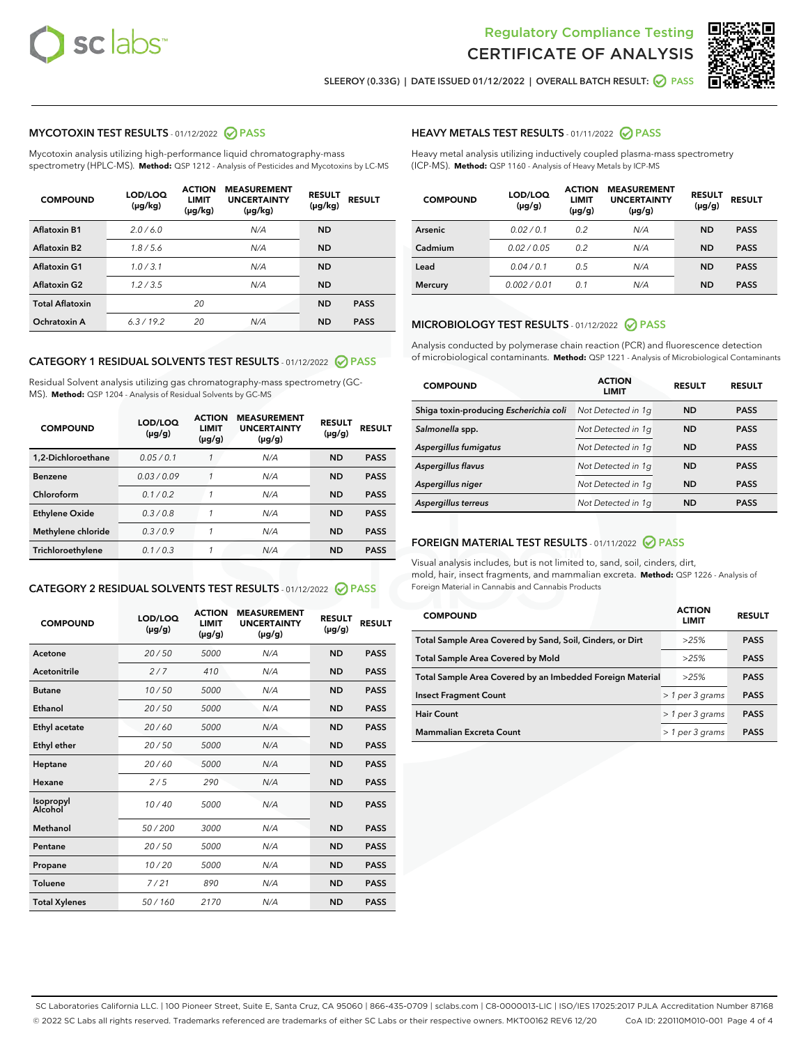Regulatory Compliance Testing
# CERTIFICATE OF ANALYSIS

SLEEROY (0.33G) | DATE ISSUED 01/12/2022 | OVERALL BATCH RESULT: PASS

## MYCOTOXIN TEST RESULTS - 01/12/2022 PASS

Mycotoxin analysis utilizing high-performance liquid chromatography-mass spectrometry (HPLC-MS). **Method:** QSP 1212 - Analysis of Pesticides and Mycotoxins by LC-MS

| COMPOUND | LOD/LOQ (µg/kg) | ACTION LIMIT (µg/kg) | MEASUREMENT UNCERTAINTY (µg/kg) | RESULT (µg/kg) | RESULT |
|---|---|---|---|---|---|
| Aflatoxin B1 | 2.0 / 6.0 | | N/A | ND | |
| Aflatoxin B2 | 1.8 / 5.6 | | N/A | ND | |
| Aflatoxin G1 | 1.0 / 3.1 | | N/A | ND | |
| Aflatoxin G2 | 1.2 / 3.5 | | N/A | ND | |
| Total Aflatoxin | | 20 | | ND | PASS |
| Ochratoxin A | 6.3 / 19.2 | 20 | N/A | ND | PASS |

## CATEGORY 1 RESIDUAL SOLVENTS TEST RESULTS - 01/12/2022 PASS

Residual Solvent analysis utilizing gas chromatography-mass spectrometry (GC-MS). **Method:** QSP 1204 - Analysis of Residual Solvents by GC-MS

| COMPOUND | LOD/LOQ (µg/g) | ACTION LIMIT (µg/g) | MEASUREMENT UNCERTAINTY (µg/g) | RESULT (µg/g) | RESULT |
|---|---|---|---|---|---|
| 1,2-Dichloroethane | 0.05 / 0.1 | 1 | N/A | ND | PASS |
| Benzene | 0.03 / 0.09 | 1 | N/A | ND | PASS |
| Chloroform | 0.1 / 0.2 | 1 | N/A | ND | PASS |
| Ethylene Oxide | 0.3 / 0.8 | 1 | N/A | ND | PASS |
| Methylene chloride | 0.3 / 0.9 | 1 | N/A | ND | PASS |
| Trichloroethylene | 0.1 / 0.3 | 1 | N/A | ND | PASS |

## CATEGORY 2 RESIDUAL SOLVENTS TEST RESULTS - 01/12/2022 PASS

| COMPOUND | LOD/LOQ (µg/g) | ACTION LIMIT (µg/g) | MEASUREMENT UNCERTAINTY (µg/g) | RESULT (µg/g) | RESULT |
|---|---|---|---|---|---|
| Acetone | 20 / 50 | 5000 | N/A | ND | PASS |
| Acetonitrile | 2 / 7 | 410 | N/A | ND | PASS |
| Butane | 10 / 50 | 5000 | N/A | ND | PASS |
| Ethanol | 20 / 50 | 5000 | N/A | ND | PASS |
| Ethyl acetate | 20 / 60 | 5000 | N/A | ND | PASS |
| Ethyl ether | 20 / 50 | 5000 | N/A | ND | PASS |
| Heptane | 20 / 60 | 5000 | N/A | ND | PASS |
| Hexane | 2 / 5 | 290 | N/A | ND | PASS |
| Isopropyl Alcohol | 10 / 40 | 5000 | N/A | ND | PASS |
| Methanol | 50 / 200 | 3000 | N/A | ND | PASS |
| Pentane | 20 / 50 | 5000 | N/A | ND | PASS |
| Propane | 10 / 20 | 5000 | N/A | ND | PASS |
| Toluene | 7 / 21 | 890 | N/A | ND | PASS |
| Total Xylenes | 50 / 160 | 2170 | N/A | ND | PASS |

## HEAVY METALS TEST RESULTS - 01/11/2022 PASS

Heavy metal analysis utilizing inductively coupled plasma-mass spectrometry (ICP-MS). **Method:** QSP 1160 - Analysis of Heavy Metals by ICP-MS

| COMPOUND | LOD/LOQ (µg/g) | ACTION LIMIT (µg/g) | MEASUREMENT UNCERTAINTY (µg/g) | RESULT (µg/g) | RESULT |
|---|---|---|---|---|---|
| Arsenic | 0.02 / 0.1 | 0.2 | N/A | ND | PASS |
| Cadmium | 0.02 / 0.05 | 0.2 | N/A | ND | PASS |
| Lead | 0.04 / 0.1 | 0.5 | N/A | ND | PASS |
| Mercury | 0.002 / 0.01 | 0.1 | N/A | ND | PASS |

## MICROBIOLOGY TEST RESULTS - 01/12/2022 PASS

Analysis conducted by polymerase chain reaction (PCR) and fluorescence detection of microbiological contaminants. **Method:** QSP 1221 - Analysis of Microbiological Contaminants

| COMPOUND | ACTION LIMIT | RESULT | RESULT |
|---|---|---|---|
| Shiga toxin-producing *Escherichia coli* | Not Detected in 1g | ND | PASS |
| *Salmonella* spp. | Not Detected in 1g | ND | PASS |
| *Aspergillus fumigatus* | Not Detected in 1g | ND | PASS |
| *Aspergillus flavus* | Not Detected in 1g | ND | PASS |
| *Aspergillus niger* | Not Detected in 1g | ND | PASS |
| *Aspergillus terreus* | Not Detected in 1g | ND | PASS |

## FOREIGN MATERIAL TEST RESULTS - 01/11/2022 PASS

Visual analysis includes, but is not limited to, sand, soil, cinders, dirt, mold, hair, insect fragments, and mammalian excreta. **Method:** QSP 1226 - Analysis of Foreign Material in Cannabis and Cannabis Products

| COMPOUND | ACTION LIMIT | RESULT |
|---|---|---|
| Total Sample Area Covered by Sand, Soil, Cinders, or Dirt | >25% | PASS |
| Total Sample Area Covered by Mold | >25% | PASS |
| Total Sample Area Covered by an Imbedded Foreign Material | >25% | PASS |
| Insect Fragment Count | > 1 per 3 grams | PASS |
| Hair Count | > 1 per 3 grams | PASS |
| Mammalian Excreta Count | > 1 per 3 grams | PASS |

SC Laboratories California LLC. | 100 Pioneer Street, Suite E, Santa Cruz, CA 95060 | 866-435-0709 | sclabs.com | C8-0000013-LIC | ISO/IES 17025:2017 PJLA Accreditation Number 87168
© 2022 SC Labs all rights reserved. Trademarks referenced are trademarks of either SC Labs or their respective owners. MKT00162 REV6 12/20 CoA ID: 220110M010-001